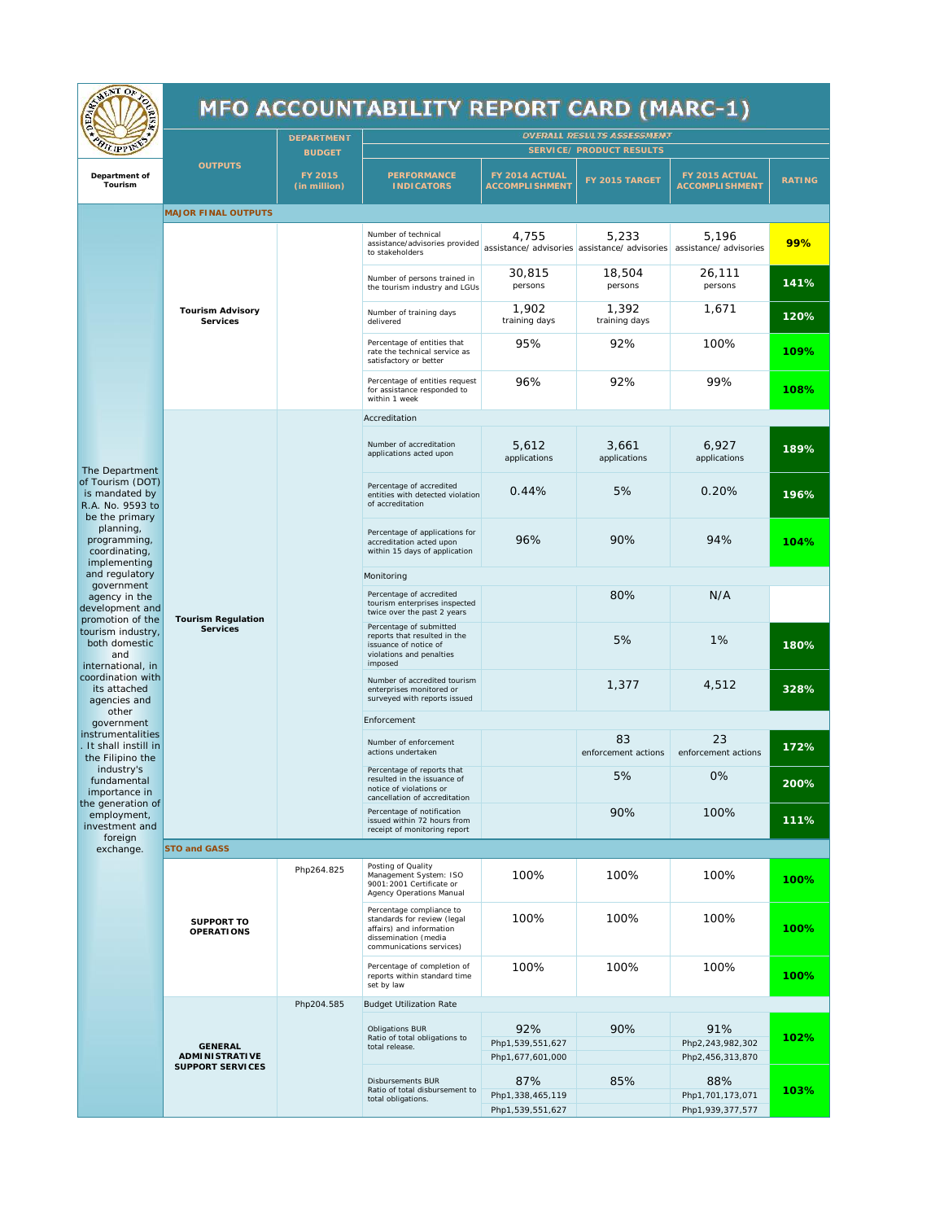# MFO ACCOUNTABILITY REPORT CARD (MARC-1)

Department of Tourism

The Department of Tourism (DOT) is mandated by R.A. No. 9593 to be the primary planning, programming, coordinating, implementing and regulatory government agency in the development and promotion of the tourism industry, both domestic and international, in coordination with its attached agencies and other government instrumentalities. It shall instill in the Filipino the industry's fundamental importance in the generation of employment, investment and foreign exchange.

| OUTPUTS | DEPARTMENT BUDGET FY 2015 (in million) | PERFORMANCE INDICATORS | FY 2014 ACTUAL ACCOMPLISHMENT | FY 2015 TARGET | FY 2015 ACTUAL ACCOMPLISHMENT | RATING |
|---|---|---|---|---|---|---|
| | | *OVERALL RESULTS ASSESSMENT* — SERVICE/ PRODUCT RESULTS | | | | |
| **MAJOR FINAL OUTPUTS** | | | | | | |
| **Tourism Advisory Services** | | Number of technical assistance/advisories provided to stakeholders | 4,755 assistance/ advisories | 5,233 assistance/ advisories | 5,196 assistance/ advisories | 99% |
| | | Number of persons trained in the tourism industry and LGUs | 30,815 persons | 18,504 persons | 26,111 persons | 141% |
| | | Number of training days delivered | 1,902 training days | 1,392 training days | 1,671 | 120% |
| | | Percentage of entities that rate the technical service as satisfactory or better | 95% | 92% | 100% | 109% |
| | | Percentage of entities request for assistance responded to within 1 week | 96% | 92% | 99% | 108% |
| **Tourism Regulation Services** | | Accreditation | | | | |
| | | Number of accreditation applications acted upon | 5,612 applications | 3,661 applications | 6,927 applications | 189% |
| | | Percentage of accredited entities with detected violation of accreditation | 0.44% | 5% | 0.20% | 196% |
| | | Percentage of applications for accreditation acted upon within 15 days of application | 96% | 90% | 94% | 104% |
| | | Monitoring | | | | |
| | | Percentage of accredited tourism enterprises inspected twice over the past 2 years | | 80% | N/A | |
| | | Percentage of submitted reports that resulted in the issuance of notice of violations and penalties imposed | | 5% | 1% | 180% |
| | | Number of accredited tourism enterprises monitored or surveyed with reports issued | | 1,377 | 4,512 | 328% |
| | | Enforcement | | | | |
| | | Number of enforcement actions undertaken | | 83 enforcement actions | 23 enforcement actions | 172% |
| | | Percentage of reports that resulted in the issuance of notice of violations or cancellation of accreditation | | 5% | 0% | 200% |
| | | Percentage of notification issued within 72 hours from receipt of monitoring report | | 90% | 100% | 111% |
| **STO and GASS** | | | | | | |
| **SUPPORT TO OPERATIONS** | Php264.825 | Posting of Quality Management System: ISO 9001:2001 Certificate or Agency Operations Manual | 100% | 100% | 100% | 100% |
| | | Percentage compliance to standards for review (legal affairs) and information dissemination (media communications services) | 100% | 100% | 100% | 100% |
| | | Percentage of completion of reports within standard time set by law | 100% | 100% | 100% | 100% |
| **GENERAL ADMINISTRATIVE SUPPORT SERVICES** | Php204.585 | Budget Utilization Rate | | | | |
| | | Obligations BUR Ratio of total obligations to total release. | 92% Php1,539,551,627 Php1,677,601,000 | 90% | 91% Php2,243,982,302 Php2,456,313,870 | 102% |
| | | Disbursements BUR Ratio of total disbursement to total obligations. | 87% Php1,338,465,119 Php1,539,551,627 | 85% | 88% Php1,701,173,071 Php1,939,377,577 | 103% |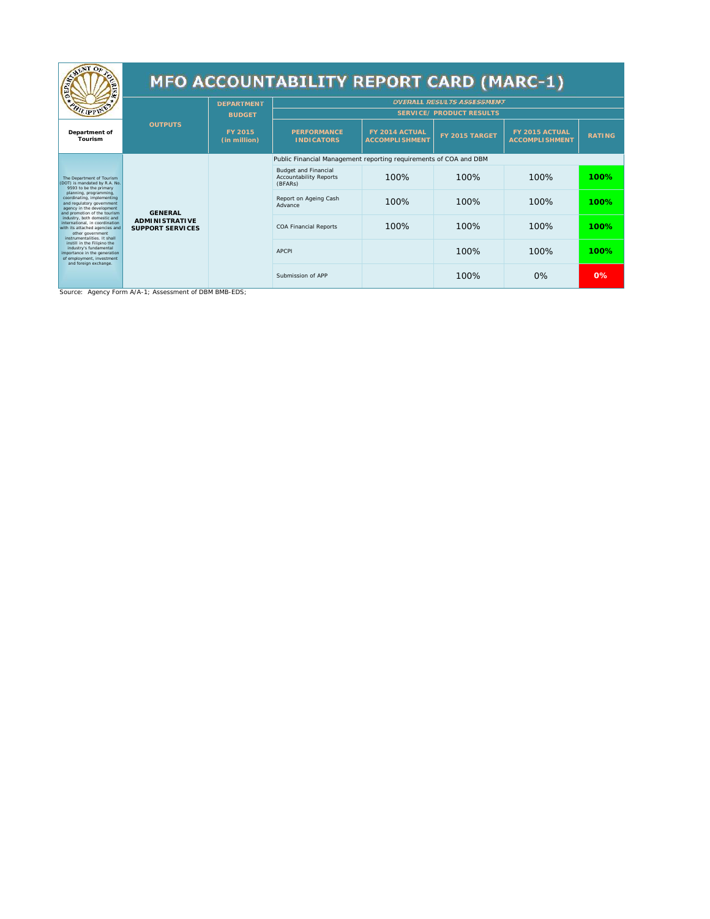# MFO ACCOUNTABILITY REPORT CARD (MARC-1)

| Department of Tourism | OUTPUTS | DEPARTMENT BUDGET FY 2015 (in million) | OVERALL RESULTS ASSESSMENT SERVICE/ PRODUCT RESULTS PERFORMANCE INDICATORS | FY 2014 ACTUAL ACCOMPLISHMENT | FY 2015 TARGET | FY 2015 ACTUAL ACCOMPLISHMENT | RATING |
|---|---|---|---|---|---|---|---|
| The Department of Tourism (DOT) is mandated by R.A. No. 9593 to be the primary planning, programming, coordinating, implementing and regulatory government agency in the development and promotion of the tourism industry, both domestic and international, in coordination with its attached agencies and other government instrumentalities. It shall instill in the Filipino the industry's fundamental importance in the generation of employment, investment and foreign exchange. | GENERAL ADMINISTRATIVE SUPPORT SERVICES | | Public Financial Management reporting requirements of COA and DBM | | | | |
| | | | Budget and Financial Accountability Reports (BFARs) | 100% | 100% | 100% | 100% |
| | | | Report on Ageing Cash Advance | 100% | 100% | 100% | 100% |
| | | | COA Financial Reports | 100% | 100% | 100% | 100% |
| | | | APCPI | | 100% | 100% | 100% |
| | | | Submission of APP | | 100% | 0% | 0% |

Source: Agency Form A/A-1; Assessment of DBM BMB-EDS;